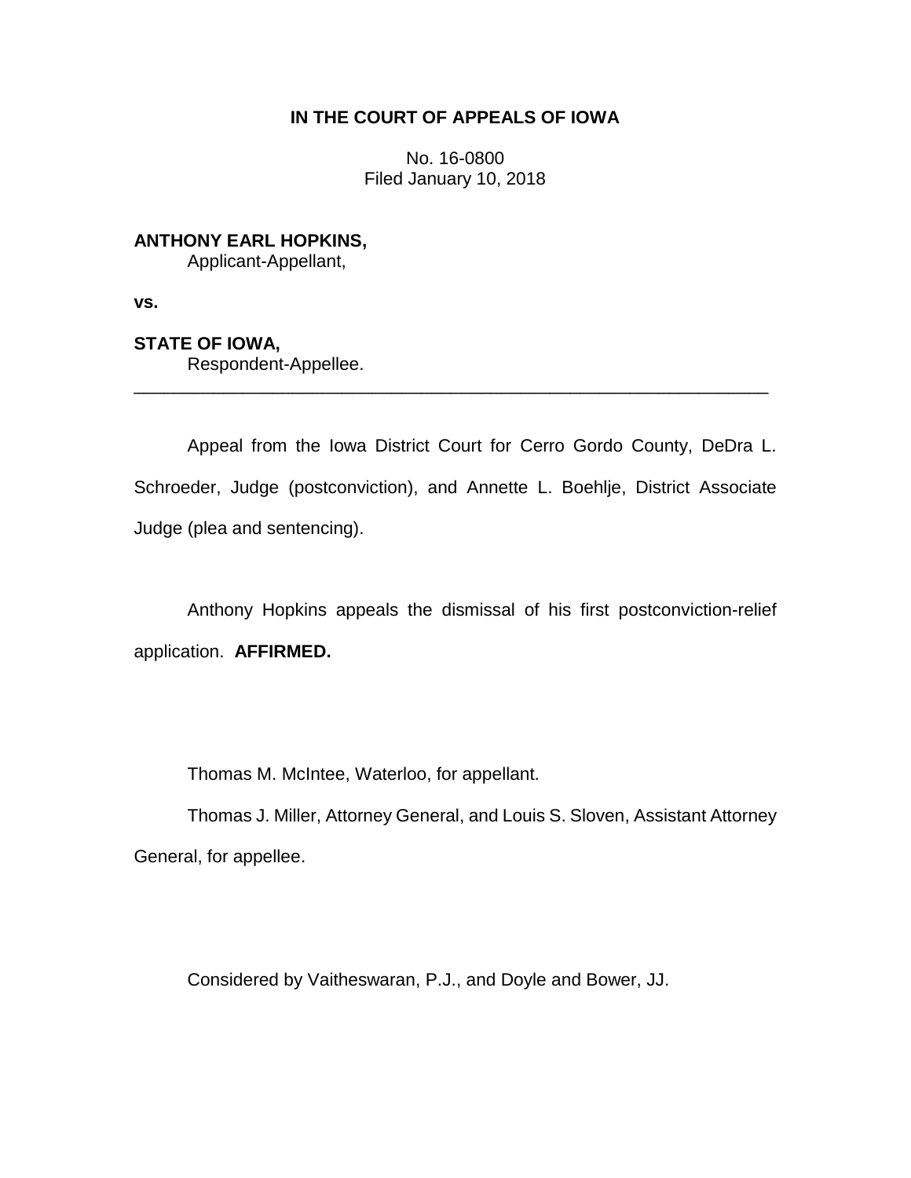**IN THE COURT OF APPEALS OF IOWA**

No. 16-0800
Filed January 10, 2018

**ANTHONY EARL HOPKINS,**
Applicant-Appellant,

**vs.**

**STATE OF IOWA,**
Respondent-Appellee.

---

Appeal from the Iowa District Court for Cerro Gordo County, DeDra L. Schroeder, Judge (postconviction), and Annette L. Boehlje, District Associate Judge (plea and sentencing).

Anthony Hopkins appeals the dismissal of his first postconviction-relief application. **AFFIRMED.**

Thomas M. McIntee, Waterloo, for appellant.

Thomas J. Miller, Attorney General, and Louis S. Sloven, Assistant Attorney General, for appellee.

Considered by Vaitheswaran, P.J., and Doyle and Bower, JJ.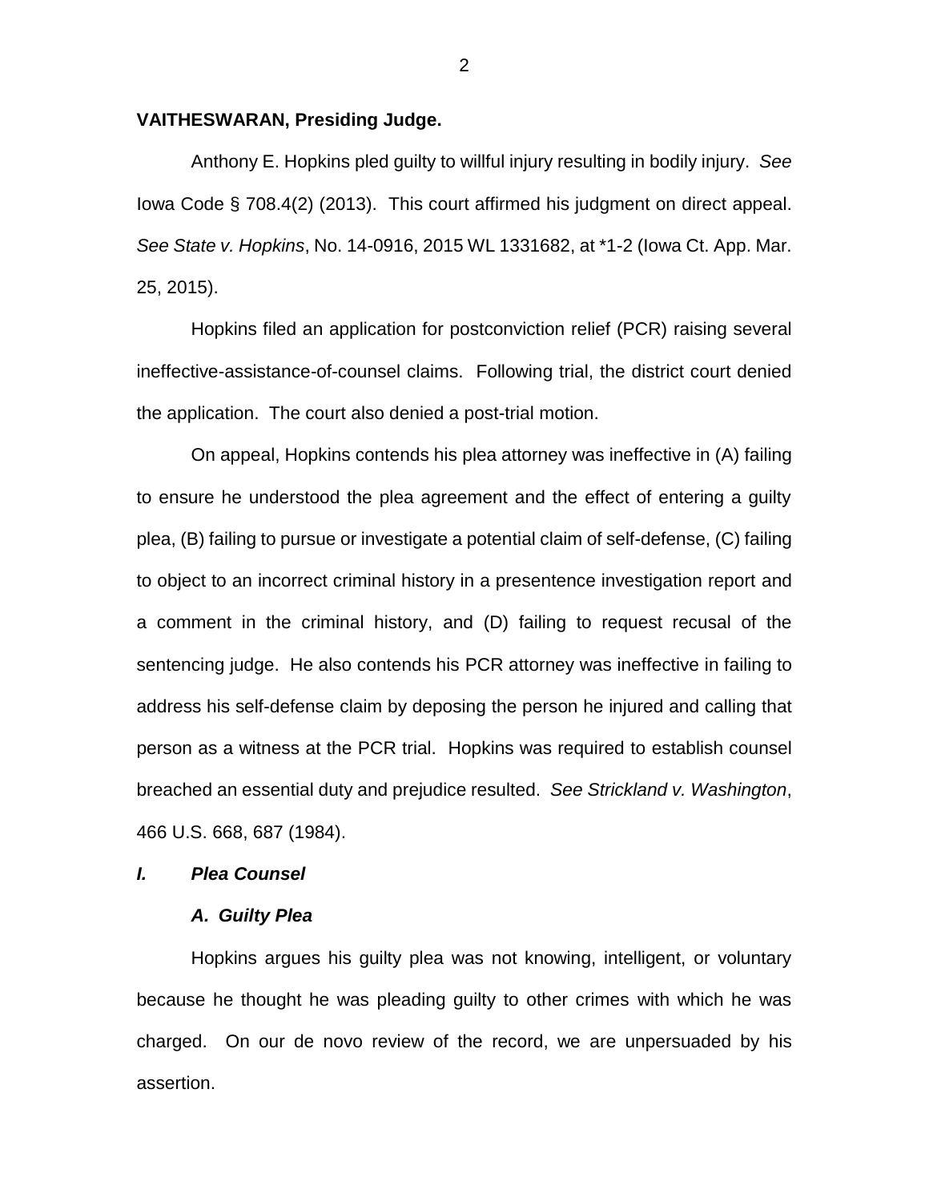**VAITHESWARAN, Presiding Judge.**

Anthony E. Hopkins pled guilty to willful injury resulting in bodily injury. *See* Iowa Code § 708.4(2) (2013). This court affirmed his judgment on direct appeal. *See State v. Hopkins*, No. 14-0916, 2015 WL 1331682, at *1-2 (Iowa Ct. App. Mar. 25, 2015).

Hopkins filed an application for postconviction relief (PCR) raising several ineffective-assistance-of-counsel claims. Following trial, the district court denied the application. The court also denied a post-trial motion.

On appeal, Hopkins contends his plea attorney was ineffective in (A) failing to ensure he understood the plea agreement and the effect of entering a guilty plea, (B) failing to pursue or investigate a potential claim of self-defense, (C) failing to object to an incorrect criminal history in a presentence investigation report and a comment in the criminal history, and (D) failing to request recusal of the sentencing judge. He also contends his PCR attorney was ineffective in failing to address his self-defense claim by deposing the person he injured and calling that person as a witness at the PCR trial. Hopkins was required to establish counsel breached an essential duty and prejudice resulted. *See Strickland v. Washington*, 466 U.S. 668, 687 (1984).

## *I. Plea Counsel*

### *A. Guilty Plea*

Hopkins argues his guilty plea was not knowing, intelligent, or voluntary because he thought he was pleading guilty to other crimes with which he was charged. On our de novo review of the record, we are unpersuaded by his assertion.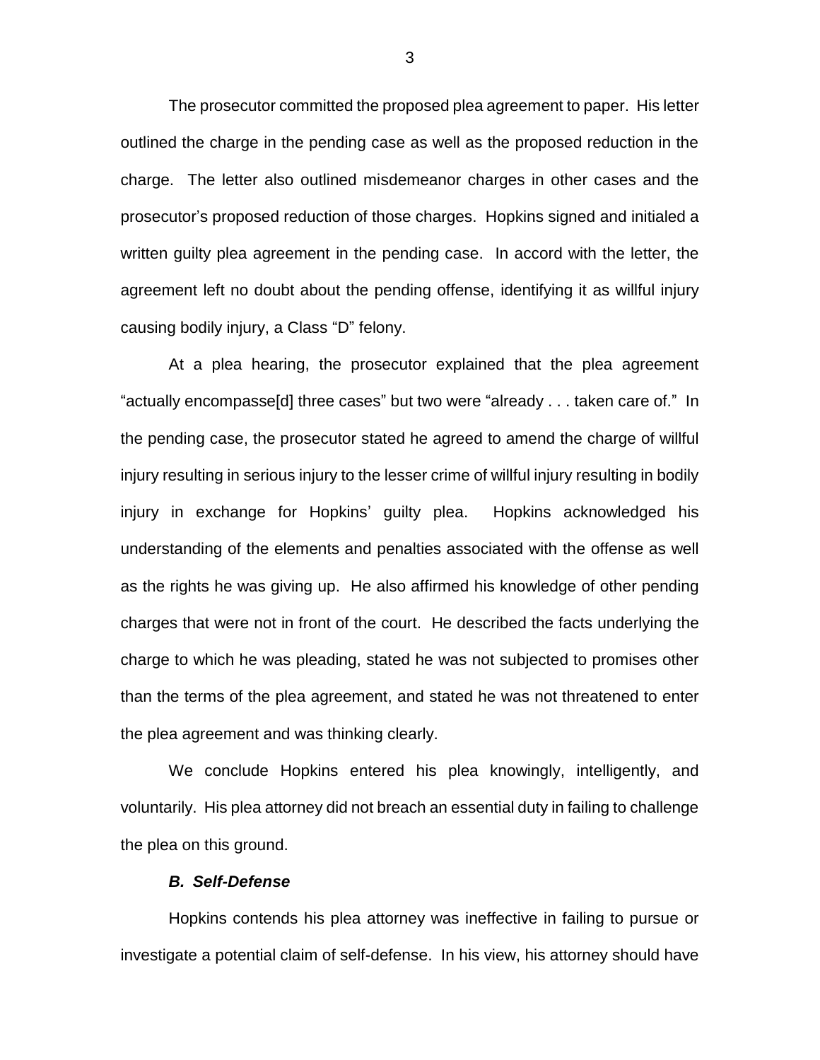The prosecutor committed the proposed plea agreement to paper. His letter outlined the charge in the pending case as well as the proposed reduction in the charge. The letter also outlined misdemeanor charges in other cases and the prosecutor's proposed reduction of those charges. Hopkins signed and initialed a written guilty plea agreement in the pending case. In accord with the letter, the agreement left no doubt about the pending offense, identifying it as willful injury causing bodily injury, a Class "D" felony.

At a plea hearing, the prosecutor explained that the plea agreement "actually encompasse[d] three cases" but two were "already . . . taken care of." In the pending case, the prosecutor stated he agreed to amend the charge of willful injury resulting in serious injury to the lesser crime of willful injury resulting in bodily injury in exchange for Hopkins' guilty plea. Hopkins acknowledged his understanding of the elements and penalties associated with the offense as well as the rights he was giving up. He also affirmed his knowledge of other pending charges that were not in front of the court. He described the facts underlying the charge to which he was pleading, stated he was not subjected to promises other than the terms of the plea agreement, and stated he was not threatened to enter the plea agreement and was thinking clearly.

We conclude Hopkins entered his plea knowingly, intelligently, and voluntarily. His plea attorney did not breach an essential duty in failing to challenge the plea on this ground.

### *B. Self-Defense*

Hopkins contends his plea attorney was ineffective in failing to pursue or investigate a potential claim of self-defense. In his view, his attorney should have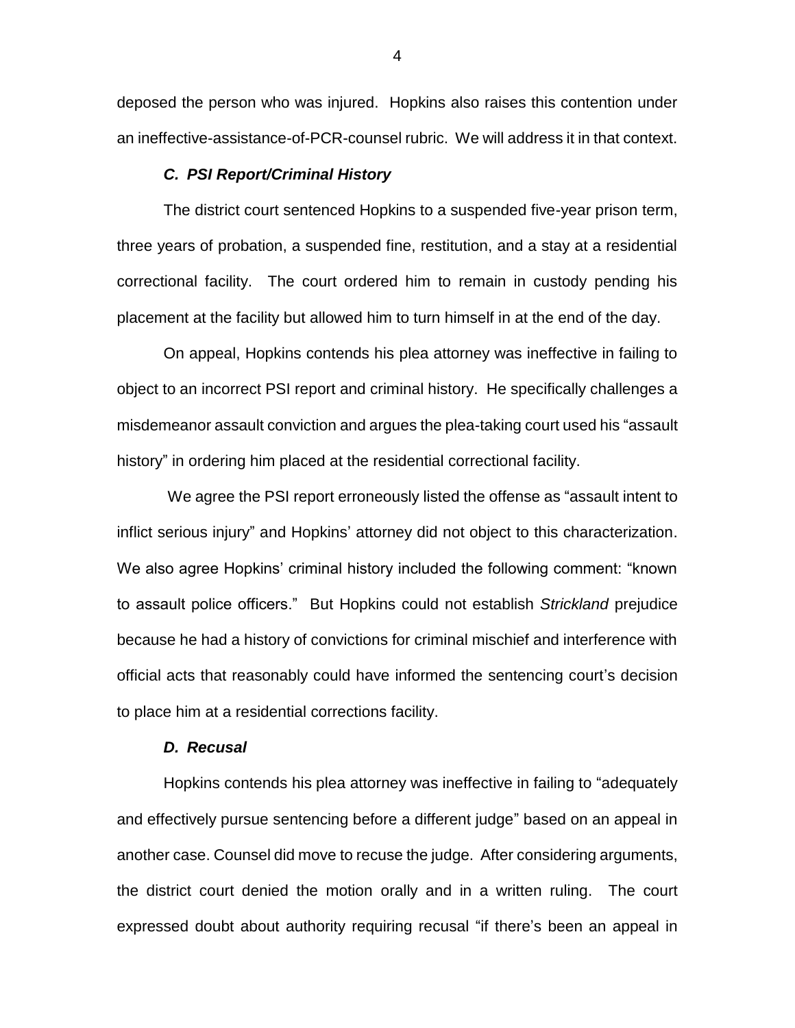deposed the person who was injured. Hopkins also raises this contention under an ineffective-assistance-of-PCR-counsel rubric. We will address it in that context.

### *C. PSI Report/Criminal History*

The district court sentenced Hopkins to a suspended five-year prison term, three years of probation, a suspended fine, restitution, and a stay at a residential correctional facility. The court ordered him to remain in custody pending his placement at the facility but allowed him to turn himself in at the end of the day.

On appeal, Hopkins contends his plea attorney was ineffective in failing to object to an incorrect PSI report and criminal history. He specifically challenges a misdemeanor assault conviction and argues the plea-taking court used his "assault history" in ordering him placed at the residential correctional facility.

We agree the PSI report erroneously listed the offense as "assault intent to inflict serious injury" and Hopkins' attorney did not object to this characterization. We also agree Hopkins' criminal history included the following comment: "known to assault police officers." But Hopkins could not establish *Strickland* prejudice because he had a history of convictions for criminal mischief and interference with official acts that reasonably could have informed the sentencing court's decision to place him at a residential corrections facility.

### *D. Recusal*

Hopkins contends his plea attorney was ineffective in failing to "adequately and effectively pursue sentencing before a different judge" based on an appeal in another case. Counsel did move to recuse the judge. After considering arguments, the district court denied the motion orally and in a written ruling. The court expressed doubt about authority requiring recusal "if there's been an appeal in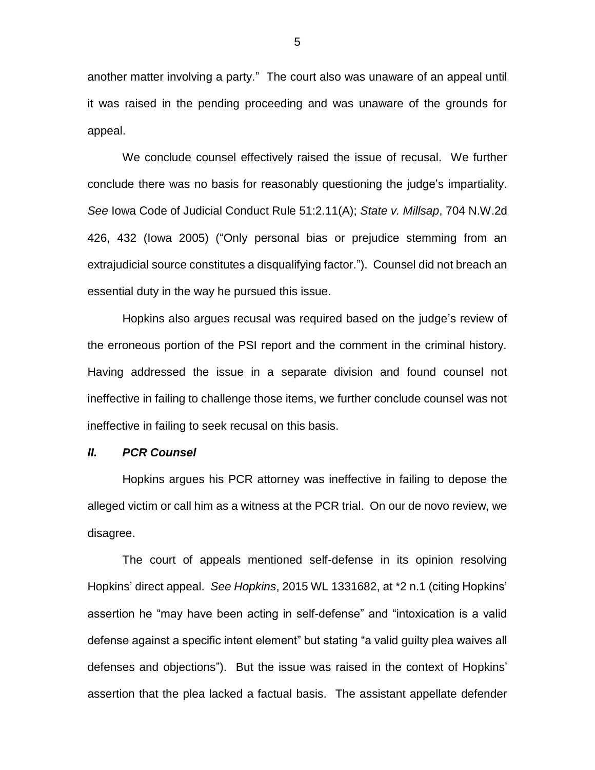another matter involving a party." The court also was unaware of an appeal until it was raised in the pending proceeding and was unaware of the grounds for appeal.

We conclude counsel effectively raised the issue of recusal. We further conclude there was no basis for reasonably questioning the judge's impartiality. *See* Iowa Code of Judicial Conduct Rule 51:2.11(A); *State v. Millsap*, 704 N.W.2d 426, 432 (Iowa 2005) ("Only personal bias or prejudice stemming from an extrajudicial source constitutes a disqualifying factor."). Counsel did not breach an essential duty in the way he pursued this issue.

Hopkins also argues recusal was required based on the judge's review of the erroneous portion of the PSI report and the comment in the criminal history. Having addressed the issue in a separate division and found counsel not ineffective in failing to challenge those items, we further conclude counsel was not ineffective in failing to seek recusal on this basis.

### ***II. PCR Counsel***

Hopkins argues his PCR attorney was ineffective in failing to depose the alleged victim or call him as a witness at the PCR trial. On our de novo review, we disagree.

The court of appeals mentioned self-defense in its opinion resolving Hopkins' direct appeal. *See Hopkins*, 2015 WL 1331682, at *2 n.1 (citing Hopkins' assertion he "may have been acting in self-defense" and "intoxication is a valid defense against a specific intent element" but stating "a valid guilty plea waives all defenses and objections"). But the issue was raised in the context of Hopkins' assertion that the plea lacked a factual basis. The assistant appellate defender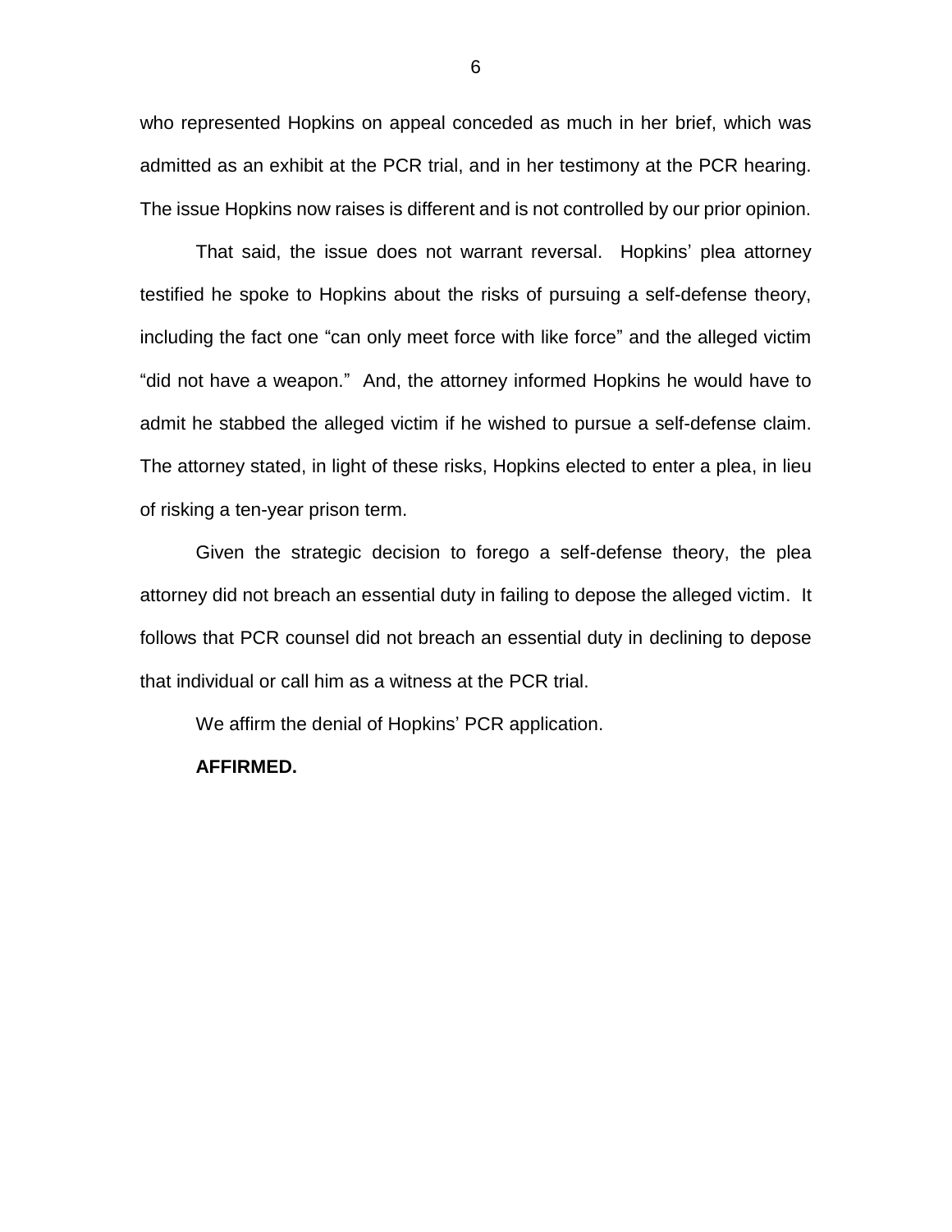who represented Hopkins on appeal conceded as much in her brief, which was admitted as an exhibit at the PCR trial, and in her testimony at the PCR hearing. The issue Hopkins now raises is different and is not controlled by our prior opinion.

That said, the issue does not warrant reversal. Hopkins' plea attorney testified he spoke to Hopkins about the risks of pursuing a self-defense theory, including the fact one "can only meet force with like force" and the alleged victim "did not have a weapon." And, the attorney informed Hopkins he would have to admit he stabbed the alleged victim if he wished to pursue a self-defense claim. The attorney stated, in light of these risks, Hopkins elected to enter a plea, in lieu of risking a ten-year prison term.

Given the strategic decision to forego a self-defense theory, the plea attorney did not breach an essential duty in failing to depose the alleged victim. It follows that PCR counsel did not breach an essential duty in declining to depose that individual or call him as a witness at the PCR trial.

We affirm the denial of Hopkins' PCR application.

**AFFIRMED.**